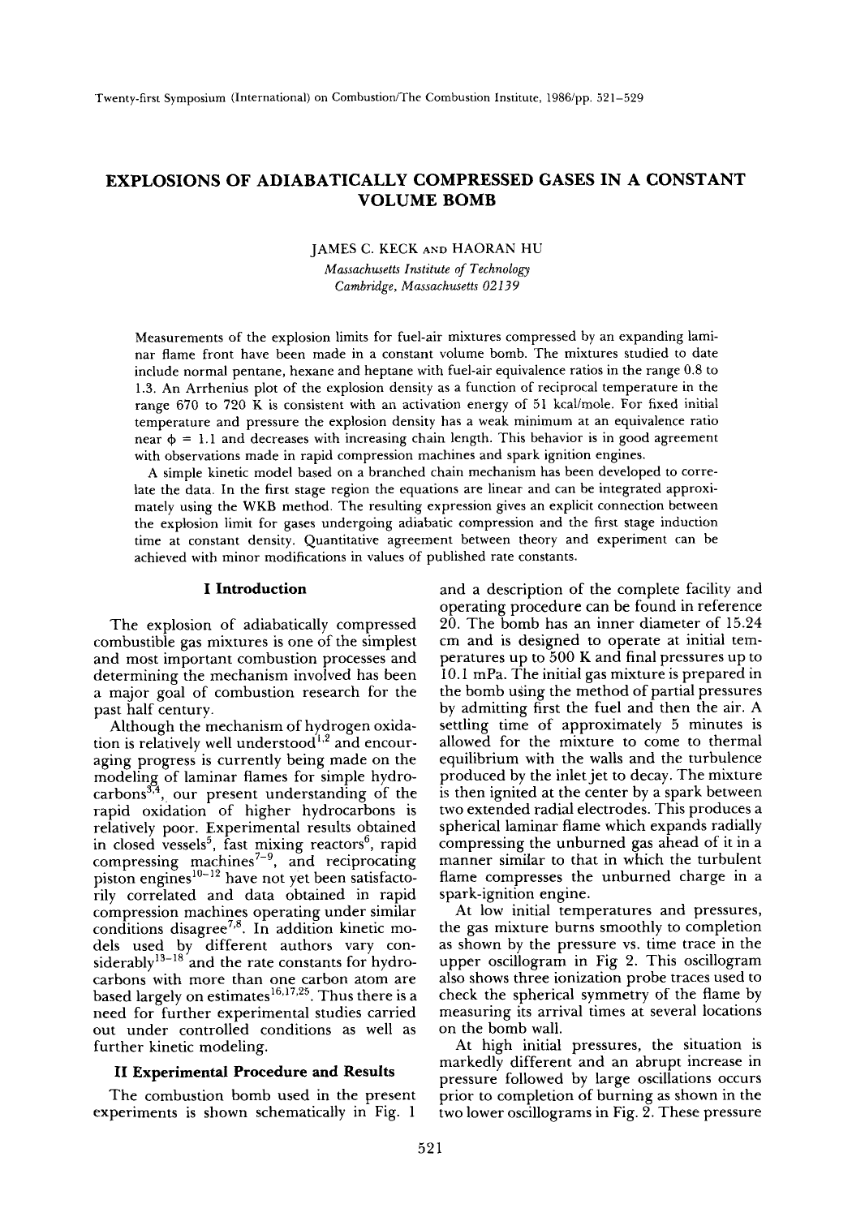# EXPLOSIONS OF ADIABATICALLY COMPRESSED GASES IN A CONSTANT VOLUME BOMB

JAMES C. KECK AND HAORAN HU

*Massachusetts Institute of Technology*
*Cambridge, Massachusetts 02139*

Measurements of the explosion limits for fuel-air mixtures compressed by an expanding laminar flame front have been made in a constant volume bomb. The mixtures studied to date include normal pentane, hexane and heptane with fuel-air equivalence ratios in the range 0.8 to 1.3. An Arrhenius plot of the explosion density as a function of reciprocal temperature in the range 670 to 720 K is consistent with an activation energy of 51 kcal/mole. For fixed initial temperature and pressure the explosion density has a weak minimum at an equivalence ratio near $\phi = 1.1$ and decreases with increasing chain length. This behavior is in good agreement with observations made in rapid compression machines and spark ignition engines.

A simple kinetic model based on a branched chain mechanism has been developed to correlate the data. In the first stage region the equations are linear and can be integrated approximately using the WKB method. The resulting expression gives an explicit connection between the explosion limit for gases undergoing adiabatic compression and the first stage induction time at constant density. Quantitative agreement between theory and experiment can be achieved with minor modifications in values of published rate constants.

## I Introduction

The explosion of adiabatically compressed combustible gas mixtures is one of the simplest and most important combustion processes and determining the mechanism involved has been a major goal of combustion research for the past half century.

Although the mechanism of hydrogen oxidation is relatively well understood[1,2] and encouraging progress is currently being made on the modeling of laminar flames for simple hydrocarbons[3,4], our present understanding of the rapid oxidation of higher hydrocarbons is relatively poor. Experimental results obtained in closed vessels[5], fast mixing reactors[6], rapid compressing machines[7–9], and reciprocating piston engines[10–12] have not yet been satisfactorily correlated and data obtained in rapid compression machines operating under similar conditions disagree[7,8]. In addition kinetic models used by different authors vary considerably[13–18] and the rate constants for hydrocarbons with more than one carbon atom are based largely on estimates[16,17,25]. Thus there is a need for further experimental studies carried out under controlled conditions as well as further kinetic modeling.

## II Experimental Procedure and Results

The combustion bomb used in the present experiments is shown schematically in Fig. 1 and a description of the complete facility and operating procedure can be found in reference 20. The bomb has an inner diameter of 15.24 cm and is designed to operate at initial temperatures up to 500 K and final pressures up to 10.1 mPa. The initial gas mixture is prepared in the bomb using the method of partial pressures by admitting first the fuel and then the air. A settling time of approximately 5 minutes is allowed for the mixture to come to thermal equilibrium with the walls and the turbulence produced by the inlet jet to decay. The mixture is then ignited at the center by a spark between two extended radial electrodes. This produces a spherical laminar flame which expands radially compressing the unburned gas ahead of it in a manner similar to that in which the turbulent flame compresses the unburned charge in a spark-ignition engine.

At low initial temperatures and pressures, the gas mixture burns smoothly to completion as shown by the pressure vs. time trace in the upper oscillogram in Fig 2. This oscillogram also shows three ionization probe traces used to check the spherical symmetry of the flame by measuring its arrival times at several locations on the bomb wall.

At high initial pressures, the situation is markedly different and an abrupt increase in pressure followed by large oscillations occurs prior to completion of burning as shown in the two lower oscillograms in Fig. 2. These pressure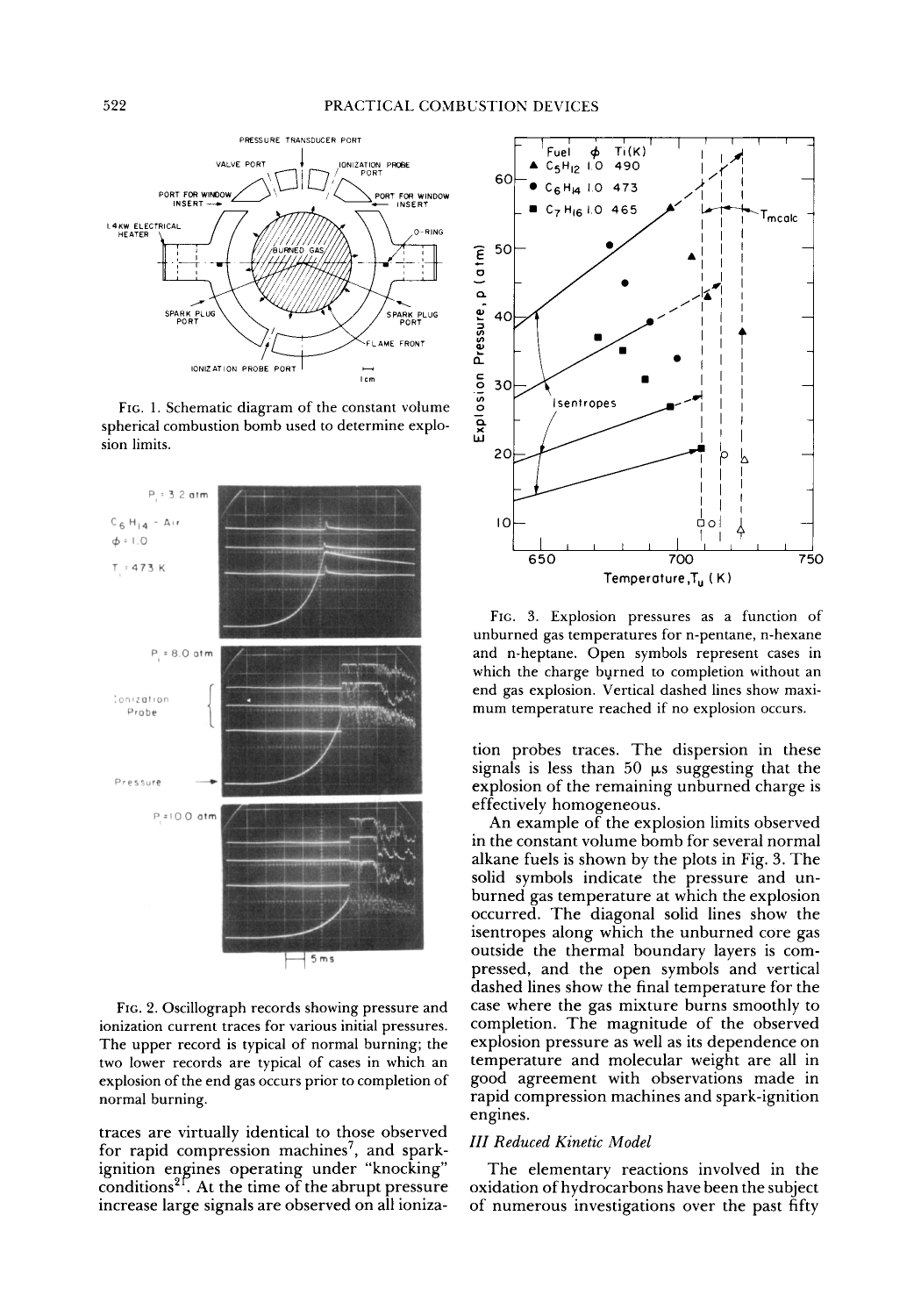FIG. 1. Schematic diagram of the constant volume spherical combustion bomb used to determine explosion limits.

FIG. 2. Oscillograph records showing pressure and ionization current traces for various initial pressures. The upper record is typical of normal burning; the two lower records are typical of cases in which an explosion of the end gas occurs prior to completion of normal burning.

traces are virtually identical to those observed for rapid compression machines[7], and spark-ignition engines operating under "knocking" conditions[2f]. At the time of the abrupt pressure increase large signals are observed on all ionization probes traces. The dispersion in these signals is less than 50 μs suggesting that the explosion of the remaining unburned charge is effectively homogeneous.

FIG. 3. Explosion pressures as a function of unburned gas temperatures for n-pentane, n-hexane and n-heptane. Open symbols represent cases in which the charge burned to completion without an end gas explosion. Vertical dashed lines show maximum temperature reached if no explosion occurs.

An example of the explosion limits observed in the constant volume bomb for several normal alkane fuels is shown by the plots in Fig. 3. The solid symbols indicate the pressure and unburned gas temperature at which the explosion occurred. The diagonal solid lines show the isentropes along which the unburned core gas outside the thermal boundary layers is compressed, and the open symbols and vertical dashed lines show the final temperature for the case where the gas mixture burns smoothly to completion. The magnitude of the observed explosion pressure as well as its dependence on temperature and molecular weight are all in good agreement with observations made in rapid compression machines and spark-ignition engines.

### III Reduced Kinetic Model

The elementary reactions involved in the oxidation of hydrocarbons have been the subject of numerous investigations over the past fifty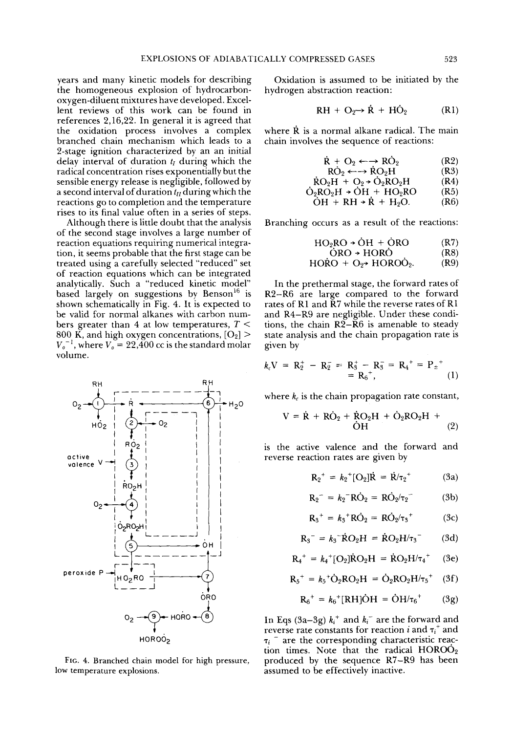years and many kinetic models for describing the homogeneous explosion of hydrocarbon-oxygen-diluent mixtures have developed. Excellent reviews of this work can be found in references 2,16,22. In general it is agreed that the oxidation process involves a complex branched chain mechanism which leads to a 2-stage ignition characterized by an an initial delay interval of duration $t_I$ during which the radical concentration rises exponentially but the sensible energy release is negligible, followed by a second interval of duration $t_{II}$ during which the reactions go to completion and the temperature rises to its final value often in a series of steps.

Although there is little doubt that the analysis of the second stage involves a large number of reaction equations requiring numerical integration, it seems probable that the first stage can be treated using a carefully selected "reduced" set of reaction equations which can be integrated analytically. Such a "reduced kinetic model" based largely on suggestions by Benson[16] is shown schematically in Fig. 4. It is expected to be valid for normal alkanes with carbon numbers greater than 4 at low temperatures, $T < 800$ K, and high oxygen concentrations, $[O_2] > V_o^{-1}$, where $V_o = 22{,}400$ cc is the standard molar volume.

FIG. 4. Branched chain model for high pressure, low temperature explosions.

Oxidation is assumed to be initiated by the hydrogen abstraction reaction:

$$RH + O_2 \rightarrow \dot{R} + H\dot{O}_2 \qquad (R1)$$

where $\dot{R}$ is a normal alkane radical. The main chain involves the sequence of reactions:

$$\dot{R} + O_2 \longleftrightarrow R\dot{O}_2 \qquad (R2)$$
$$R\dot{O}_2 \longleftrightarrow \dot{R}O_2H \qquad (R3)$$
$$\dot{R}O_2H + O_2 \rightarrow \dot{O}_2RO_2H \qquad (R4)$$
$$\dot{O}_2RO_2H \rightarrow \dot{O}H + HO_2RO \qquad (R5)$$
$$\dot{O}H + RH \rightarrow \dot{R} + H_2O. \qquad (R6)$$

Branching occurs as a result of the reactions:

$$HO_2RO \rightarrow \dot{O}H + \dot{O}RO \qquad (R7)$$
$$\dot{O}RO \rightarrow HOR\dot{O} \qquad (R8)$$
$$HOR\dot{O} + O_2 \rightarrow HORO\dot{O}_2. \qquad (R9)$$

In the prethermal stage, the forward rates of R2–R6 are large compared to the forward rates of R1 and R7 while the reverse rates of R1 and R4–R9 are negligible. Under these conditions, the chain R2–R6 is amenable to steady state analysis and the chain propagation rate is given by

$$k_c V = R_2^+ - R_2^- = R_3^+ - R_3^- = R_4^+ = P_\pm^+ = R_6^+, \qquad (1)$$

where $k_c$ is the chain propagation rate constant,

$$V = \dot{R} + R\dot{O}_2 + \dot{R}O_2H + \dot{O}_2RO_2H + \dot{O}H \qquad (2)$$

is the active valence and the forward and reverse reaction rates are given by

$$R_2^+ = k_2^+[O_2]\dot{R} = \dot{R}/\tau_2^+ \qquad (3a)$$

$$R_2^- = k_2^- R\dot{O}_2 = R\dot{O}_2/\tau_2^- \qquad (3b)$$

$$R_3^+ = k_3^+ R\dot{O}_2 = R\dot{O}_2/\tau_3^+ \qquad (3c)$$

$$R_3^- = k_3^- \dot{R}O_2H = \dot{R}O_2H/\tau_3^- \qquad (3d)$$

$$R_4^+ = k_4^+[O_2]\dot{R}O_2H = \dot{R}O_2H/\tau_4^+ \qquad (3e)$$

$$R_5^+ = k_5^+ \dot{O}_2RO_2H = \dot{O}_2RO_2H/\tau_5^+ \qquad (3f)$$

$$R_6^+ = k_6^+[RH]\dot{O}H = \dot{O}H/\tau_6^+ \qquad (3g)$$

In Eqs (3a–3g) $k_i^+$ and $k_i^-$ are the forward and reverse rate constants for reaction $i$ and $\tau_i^+$ and $\tau_i^-$ are the corresponding characteristic reaction times. Note that the radical $HORO\dot{O}_2$ produced by the sequence R7–R9 has been assumed to be effectively inactive.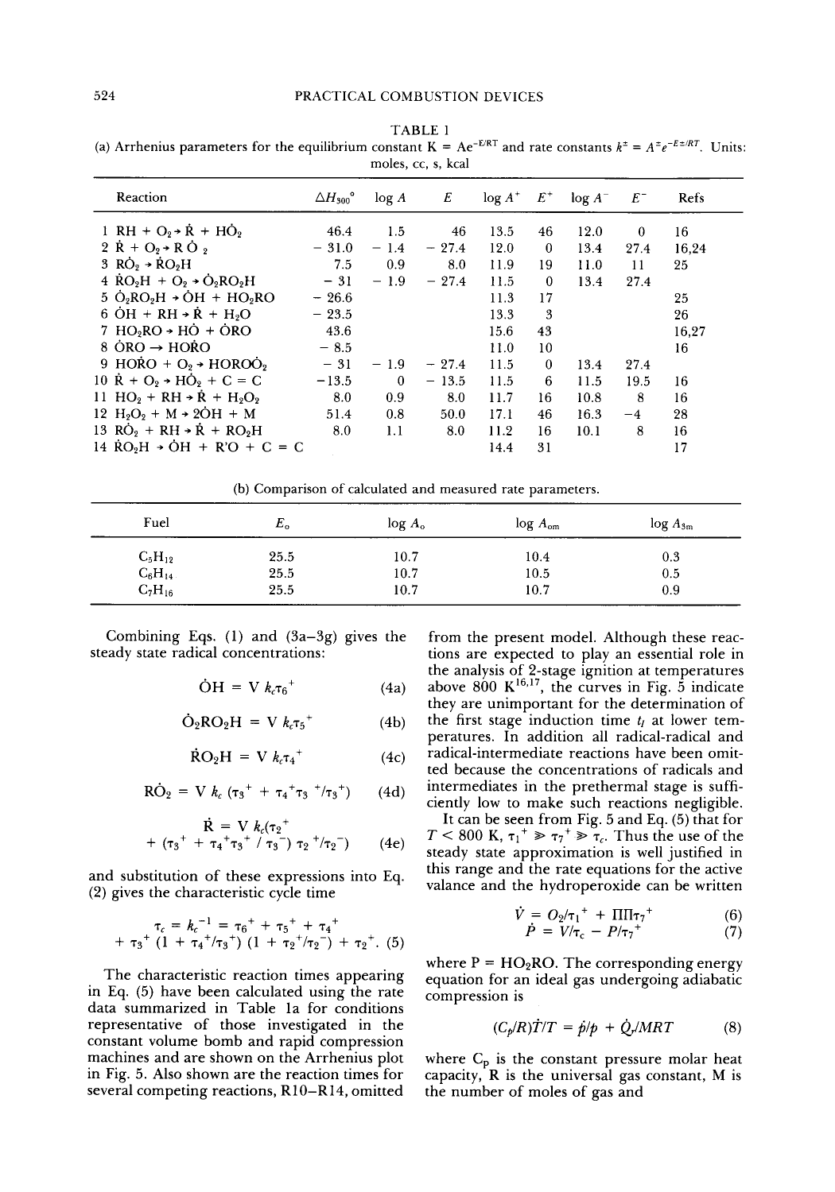TABLE 1

(a) Arrhenius parameters for the equilibrium constant $K = Ae^{-E/RT}$ and rate constants $k^{\pm} = A^{\pm}e^{-E\pm/RT}$. Units: moles, cc, s, kcal

| Reaction | $\Delta H_{300}°$ | log $A$ | $E$ | log $A^+$ | $E^+$ | log $A^-$ | $E^-$ | Refs |
|---|---|---|---|---|---|---|---|---|
| 1 $RH + O_2 \rightarrow \dot{R} + H\dot{O}_2$ | 46.4 | 1.5 | 46 | 13.5 | 46 | 12.0 | 0 | 16 |
| 2 $\dot{R} + O_2 \rightarrow R\dot{O}_2$ | − 31.0 | − 1.4 | − 27.4 | 12.0 | 0 | 13.4 | 27.4 | 16,24 |
| 3 $R\dot{O}_2 \rightarrow \dot{R}O_2H$ | 7.5 | 0.9 | 8.0 | 11.9 | 19 | 11.0 | 11 | 25 |
| 4 $\dot{R}O_2H + O_2 \rightarrow \dot{O}_2RO_2H$ | − 31 | − 1.9 | − 27.4 | 11.5 | 0 | 13.4 | 27.4 | |
| 5 $\dot{O}_2RO_2H \rightarrow \dot{O}H + HO_2RO$ | − 26.6 | | | 11.3 | 17 | | | 25 |
| 6 $\dot{O}H + RH \rightarrow \dot{R} + H_2O$ | − 23.5 | | | 13.3 | 3 | | | 26 |
| 7 $HO_2RO \rightarrow H\dot{O} + \dot{O}RO$ | 43.6 | | | 15.6 | 43 | | | 16,27 |
| 8 $\dot{O}RO \rightarrow HO\dot{R}O$ | − 8.5 | | | 11.0 | 10 | | | 16 |
| 9 $HO\dot{R}O + O_2 \rightarrow HOROO\dot{}_2$ | − 31 | − 1.9 | − 27.4 | 11.5 | 0 | 13.4 | 27.4 | |
| 10 $\dot{R} + O_2 \rightarrow H\dot{O}_2 + C=C$ | −13.5 | 0 | − 13.5 | 11.5 | 6 | 11.5 | 19.5 | 16 |
| 11 $HO_2 + RH \rightarrow \dot{R} + H_2O_2$ | 8.0 | 0.9 | 8.0 | 11.7 | 16 | 10.8 | 8 | 16 |
| 12 $H_2O_2 + M \rightarrow 2\dot{O}H + M$ | 51.4 | 0.8 | 50.0 | 17.1 | 46 | 16.3 | −4 | 28 |
| 13 $R\dot{O}_2 + RH \rightarrow \dot{R} + RO_2H$ | 8.0 | 1.1 | 8.0 | 11.2 | 16 | 10.1 | 8 | 16 |
| 14 $\dot{R}O_2H \rightarrow \dot{O}H + R'O + C=C$ | | | | 14.4 | 31 | | | 17 |

(b) Comparison of calculated and measured rate parameters.

| Fuel | $E_o$ | log $A_o$ | log $A_{om}$ | log $A_{3m}$ |
|---|---|---|---|---|
| $C_5H_{12}$ | 25.5 | 10.7 | 10.4 | 0.3 |
| $C_6H_{14}$ | 25.5 | 10.7 | 10.5 | 0.5 |
| $C_7H_{16}$ | 25.5 | 10.7 | 10.7 | 0.9 |

Combining Eqs. (1) and (3a–3g) gives the steady state radical concentrations:

$$\dot{O}H = V\, k_c \tau_6^+ \tag{4a}$$

$$\dot{O}_2RO_2H = V\, k_c \tau_5^+ \tag{4b}$$

$$\dot{R}O_2H = V\, k_c \tau_4^+ \tag{4c}$$

$$R\dot{O}_2 = V\, k_c\,(\tau_3^+ + \tau_4^+\tau_3^{\ +}/\tau_3^+) \tag{4d}$$

$$\dot{R} = V\, k_c(\tau_2^+ + (\tau_3^+ + \tau_4^+\tau_3^+ / \tau_3^-)\, \tau_2^{\ +}/\tau_2^-) \tag{4e}$$

and substitution of these expressions into Eq. (2) gives the characteristic cycle time

$$\tau_c = k_c^{-1} = \tau_6^+ + \tau_5^+ + \tau_4^+ + \tau_3^+ (1 + \tau_4^+/\tau_3^+)(1 + \tau_2^+/\tau_2^-) + \tau_2^+. \tag{5}$$

The characteristic reaction times appearing in Eq. (5) have been calculated using the rate data summarized in Table 1a for conditions representative of those investigated in the constant volume bomb and rapid compression machines and are shown on the Arrhenius plot in Fig. 5. Also shown are the reaction times for several competing reactions, R10–R14, omitted from the present model. Although these reactions are expected to play an essential role in the analysis of 2-stage ignition at temperatures above 800 K[16,17], the curves in Fig. 5 indicate they are unimportant for the determination of the first stage induction time $t_l$ at lower temperatures. In addition all radical-radical and radical-intermediate reactions have been omitted because the concentrations of radicals and intermediates in the prethermal stage is sufficiently low to make such reactions negligible.

It can be seen from Fig. 5 and Eq. (5) that for $T < 800$ K, $\tau_1^+ \gg \tau_7^+ \gg \tau_c$. Thus the use of the steady state approximation is well justified in this range and the rate equations for the active valance and the hydroperoxide can be written

$$\dot{V} = O_2/\tau_1^+ + \Pi\Pi\tau_7^+ \tag{6}$$

$$\dot{P} = V/\tau_c - P/\tau_7^+ \tag{7}$$

where P = $HO_2RO$. The corresponding energy equation for an ideal gas undergoing adiabatic compression is

$$(C_p/R)\dot{T}/T = \dot{p}/p + \dot{Q}_r/MRT \tag{8}$$

where $C_p$ is the constant pressure molar heat capacity, R is the universal gas constant, M is the number of moles of gas and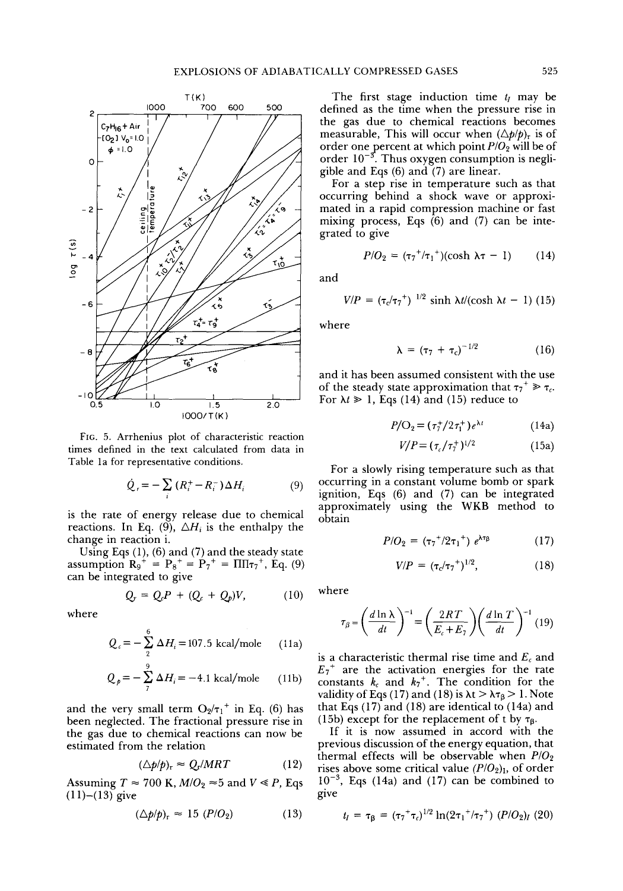FIG. 5. Arrhenius plot of characteristic reaction times defined in the text calculated from data in Table 1a for representative conditions.

$$\dot{Q}_r = -\sum_i (R_i^+ - R_i^-)\Delta H_i \qquad (9)$$

is the rate of energy release due to chemical reactions. In Eq. (9), $\Delta H_i$ is the enthalpy the change in reaction i.

Using Eqs (1), (6) and (7) and the steady state assumption $R_9^+ = P_8^+ = P_7^+ = \Pi\Pi\tau_7^+$, Eq. (9) can be integrated to give

$$Q_r = Q_c P + (Q_c + Q_p)V, \qquad (10)$$

where

$$Q_c = -\sum_2^6 \Delta H_i = 107.5 \text{ kcal/mole} \qquad (11a)$$

$$Q_p = -\sum_7^9 \Delta H_i = -4.1 \text{ kcal/mole} \qquad (11b)$$

and the very small term $O_2/\tau_1^+$ in Eq. (6) has been neglected. The fractional pressure rise in the gas due to chemical reactions can now be estimated from the relation

$$(\Delta p/p)_r \approx Q_r/MRT \qquad (12)$$

Assuming $T \approx 700$ K, $M/O_2 \approx 5$ and $V \ll P$, Eqs (11)–(13) give

$$(\Delta p/p)_r \approx 15\,(P/O_2) \qquad (13)$$

The first stage induction time $t_I$ may be defined as the time when the pressure rise in the gas due to chemical reactions becomes measurable, This will occur when $(\Delta p/p)_r$ is of order one percent at which point $P/O_2$ will be of order $10^{-3}$. Thus oxygen consumption is negligible and Eqs (6) and (7) are linear.

For a step rise in temperature such as that occurring behind a shock wave or approximated in a rapid compression machine or fast mixing process, Eqs (6) and (7) can be integrated to give

$$P/O_2 = (\tau_7^+/\tau_1^+)(\cosh \lambda\tau - 1) \qquad (14)$$

and

$$V/P = (\tau_c/\tau_7^+)^{1/2} \sinh \lambda t/(\cosh \lambda t - 1) \qquad (15)$$

where

$$\lambda = (\tau_7 + \tau_c)^{-1/2} \qquad (16)$$

and it has been assumed consistent with the use of the steady state approximation that $\tau_7^+ \gg \tau_c$. For $\lambda t \gg 1$, Eqs (14) and (15) reduce to

$$P/O_2 = (\tau_7^+/2\tau_1^+)e^{\lambda t} \qquad (14a)$$

$$V/P = (\tau_c/\tau_7^+)^{1/2} \qquad (15a)$$

For a slowly rising temperature such as that occurring in a constant volume bomb or spark ignition, Eqs (6) and (7) can be integrated approximately using the WKB method to obtain

$$P/O_2 = (\tau_7^+/2\tau_1^+)\,e^{\lambda\tau_\beta} \qquad (17)$$

$$V/P = (\tau_c/\tau_7^+)^{1/2}, \qquad (18)$$

where

$$\tau_\beta = \left(\frac{d\ln\lambda}{dt}\right)^{-1} = \left(\frac{2RT}{E_c + E_7}\right)\left(\frac{d\ln T}{dt}\right)^{-1} \qquad (19)$$

is a characteristic thermal rise time and $E_c$ and $E_7^+$ are the activation energies for the rate constants $k_c$ and $k_7^+$. The condition for the validity of Eqs (17) and (18) is $\lambda t > \lambda\tau_\beta > 1$. Note that Eqs (17) and (18) are identical to (14a) and (15b) except for the replacement of t by $\tau_\beta$.

If it is now assumed in accord with the previous discussion of the energy equation, that thermal effects will be observable when $P/O_2$ rises above some critical value $(P/O_2)_I$, of order $10^{-3}$, Eqs (14a) and (17) can be combined to give

$$t_I = \tau_\beta = (\tau_7^+\tau_c)^{1/2} \ln(2\tau_1^+/\tau_7^+)\,(P/O_2)_I \qquad (20)$$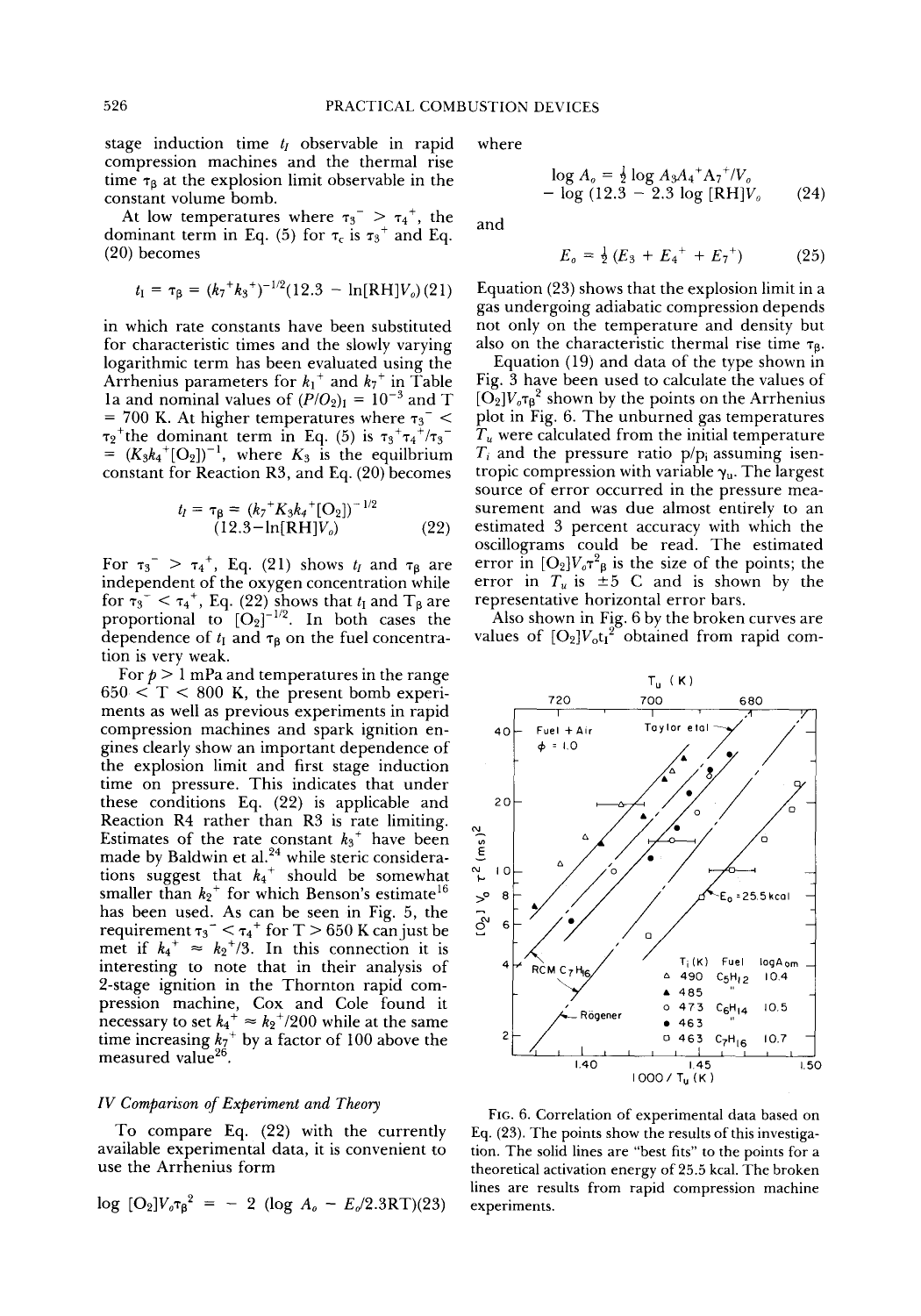stage induction time $t_I$ observable in rapid compression machines and the thermal rise time $\tau_\beta$ at the explosion limit observable in the constant volume bomb.

At low temperatures where $\tau_3^- > \tau_4^+$, the dominant term in Eq. (5) for $\tau_c$ is $\tau_3^+$ and Eq. (20) becomes

$$t_I = \tau_\beta = (k_7^+ k_3^+)^{-1/2}(12.3 - \ln[RH]V_o) \quad (21)$$

in which rate constants have been substituted for characteristic times and the slowly varying logarithmic term has been evaluated using the Arrhenius parameters for $k_1^+$ and $k_7^+$ in Table 1a and nominal values of $(P/O_2)_I = 10^{-3}$ and T = 700 K. At higher temperatures where $\tau_3^- < \tau_2^+$ the dominant term in Eq. (5) is $\tau_3^+\tau_4^+/\tau_3^- = (K_3 k_4^+[O_2])^{-1}$, where $K_3$ is the equilibrium constant for Reaction R3, and Eq. (20) becomes

$$t_I = \tau_\beta = (k_7^+ K_3 k_4^+[O_2])^{-1/2} (12.3 - \ln[RH]V_o) \quad (22)$$

For $\tau_3^- > \tau_4^+$, Eq. (21) shows $t_I$ and $\tau_\beta$ are independent of the oxygen concentration while for $\tau_3^- < \tau_4^+$, Eq. (22) shows that $t_I$ and $T_\beta$ are proportional to $[O_2]^{-1/2}$. In both cases the dependence of $t_I$ and $\tau_\beta$ on the fuel concentration is very weak.

For $p > 1$ mPa and temperatures in the range $650 < T < 800$ K, the present bomb experiments as well as previous experiments in rapid compression machines and spark ignition engines clearly show an important dependence of the explosion limit and first stage induction time on pressure. This indicates that under these conditions Eq. (22) is applicable and Reaction R4 rather than R3 is rate limiting. Estimates of the rate constant $k_3^+$ have been made by Baldwin et al.[24] while steric considerations suggest that $k_4^+$ should be somewhat smaller than $k_2^+$ for which Benson's estimate[16] has been used. As can be seen in Fig. 5, the requirement $\tau_3^- < \tau_4^+$ for T > 650 K can just be met if $k_4^+ \approx k_2^+/3$. In this connection it is interesting to note that in their analysis of 2-stage ignition in the Thornton rapid compression machine, Cox and Cole found it necessary to set $k_4^+ \approx k_2^+/200$ while at the same time increasing $k_7^+$ by a factor of 100 above the measured value[26].

### IV Comparison of Experiment and Theory

To compare Eq. (22) with the currently available experimental data, it is convenient to use the Arrhenius form

$$\log [O_2]V_o\tau_\beta^2 = -2 (\log A_o - E_o/2.3RT) \quad (23)$$

where

$$\log A_o = \tfrac{1}{2} \log A_3 A_4^+ A_7^+/V_o - \log (12.3 - 2.3 \log [RH]V_o) \quad (24)$$

and

$$E_o = \tfrac{1}{2} (E_3 + E_4^+ + E_7^+) \quad (25)$$

Equation (23) shows that the explosion limit in a gas undergoing adiabatic compression depends not only on the temperature and density but also on the characteristic thermal rise time $\tau_\beta$.

Equation (19) and data of the type shown in Fig. 3 have been used to calculate the values of $[O_2]V_o\tau_\beta^2$ shown by the points on the Arrhenius plot in Fig. 6. The unburned gas temperatures $T_u$ were calculated from the initial temperature $T_i$ and the pressure ratio $p/p_i$ assuming isentropic compression with variable $\gamma_u$. The largest source of error occurred in the pressure measurement and was due almost entirely to an estimated 3 percent accuracy with which the oscillograms could be read. The estimated error in $[O_2]V_o\tau^2_\beta$ is the size of the points; the error in $T_u$ is ±5 C and is shown by the representative horizontal error bars.

Also shown in Fig. 6 by the broken curves are values of $[O_2]V_o t_I^2$ obtained from rapid com-

FIG. 6. Correlation of experimental data based on Eq. (23). The points show the results of this investigation. The solid lines are "best fits" to the points for a theoretical activation energy of 25.5 kcal. The broken lines are results from rapid compression machine experiments.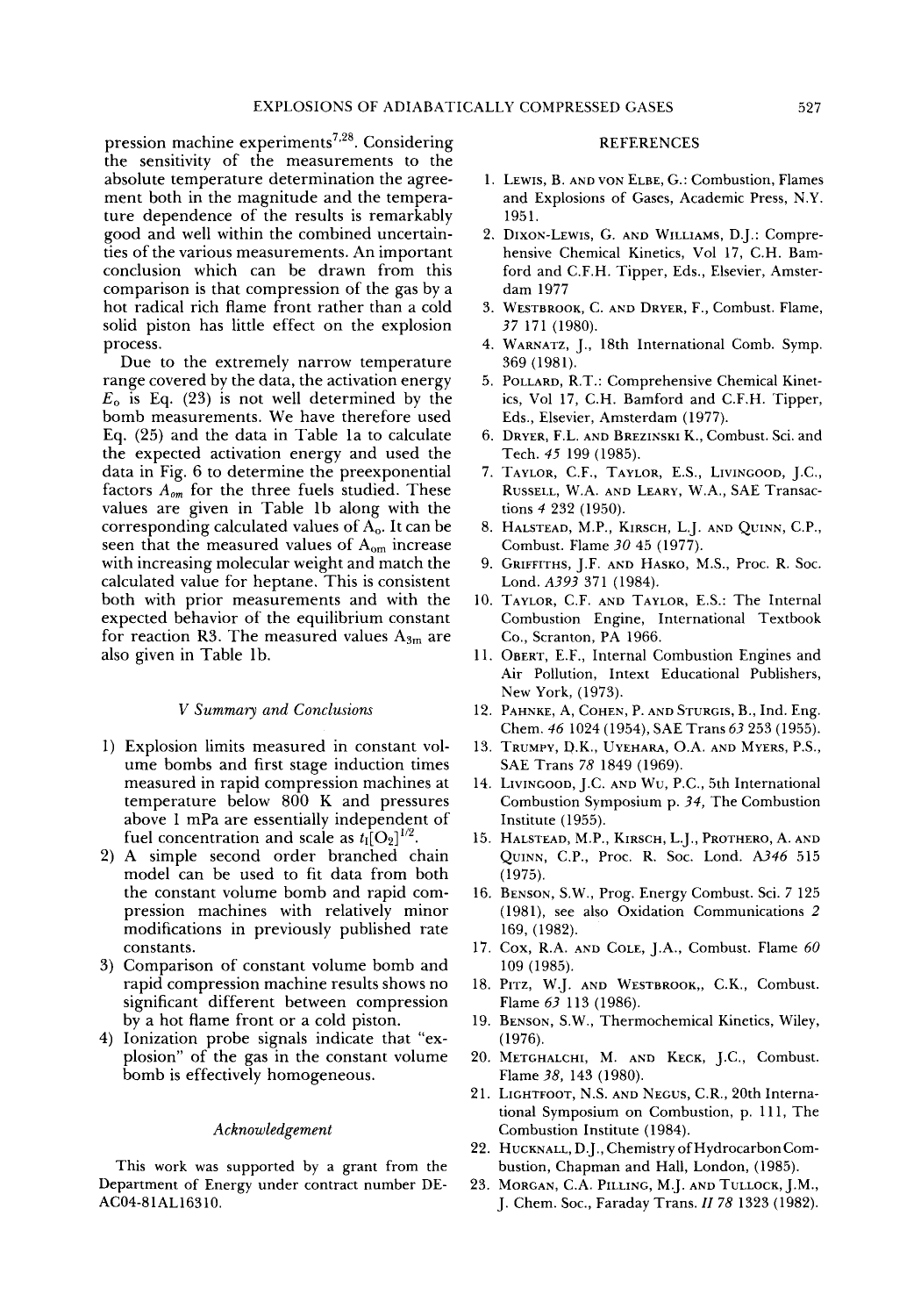pression machine experiments[7,28]. Considering the sensitivity of the measurements to the absolute temperature determination the agreement both in the magnitude and the temperature dependence of the results is remarkably good and well within the combined uncertainties of the various measurements. An important conclusion which can be drawn from this comparison is that compression of the gas by a hot radical rich flame front rather than a cold solid piston has little effect on the explosion process.

Due to the extremely narrow temperature range covered by the data, the activation energy $E_o$ is Eq. (23) is not well determined by the bomb measurements. We have therefore used Eq. (25) and the data in Table 1a to calculate the expected activation energy and used the data in Fig. 6 to determine the preexponential factors $A_{om}$ for the three fuels studied. These values are given in Table 1b along with the corresponding calculated values of $A_o$. It can be seen that the measured values of $A_{om}$ increase with increasing molecular weight and match the calculated value for heptane. This is consistent both with prior measurements and with the expected behavior of the equilibrium constant for reaction R3. The measured values $A_{3m}$ are also given in Table 1b.

## *V Summary and Conclusions*

1) Explosion limits measured in constant volume bombs and first stage induction times measured in rapid compression machines at temperature below 800 K and pressures above 1 mPa are essentially independent of fuel concentration and scale as $t_I[O_2]^{1/2}$.
2) A simple second order branched chain model can be used to fit data from both the constant volume bomb and rapid compression machines with relatively minor modifications in previously published rate constants.
3) Comparison of constant volume bomb and rapid compression machine results shows no significant different between compression by a hot flame front or a cold piston.
4) Ionization probe signals indicate that "explosion" of the gas in the constant volume bomb is effectively homogeneous.

### *Acknowledgement*

This work was supported by a grant from the Department of Energy under contract number DE-AC04-81AL16310.

## REFERENCES

1. Lewis, B. and von Elbe, G.: Combustion, Flames and Explosions of Gases, Academic Press, N.Y. 1951.
2. Dixon-Lewis, G. and Williams, D.J.: Comprehensive Chemical Kinetics, Vol 17, C.H. Bamford and C.F.H. Tipper, Eds., Elsevier, Amsterdam 1977
3. Westbrook, C. and Dryer, F., Combust. Flame, *37* 171 (1980).
4. Warnatz, J., 18th International Comb. Symp. 369 (1981).
5. Pollard, R.T.: Comprehensive Chemical Kinetics, Vol 17, C.H. Bamford and C.F.H. Tipper, Eds., Elsevier, Amsterdam (1977).
6. Dryer, F.L. and Brezinski K., Combust. Sci. and Tech. *45* 199 (1985).
7. Taylor, C.F., Taylor, E.S., Livingood, J.C., Russell, W.A. and Leary, W.A., SAE Transactions *4* 232 (1950).
8. Halstead, M.P., Kirsch, L.J. and Quinn, C.P., Combust. Flame *30* 45 (1977).
9. Griffiths, J.F. and Hasko, M.S., Proc. R. Soc. Lond. *A393* 371 (1984).
10. Taylor, C.F. and Taylor, E.S.: The Internal Combustion Engine, International Textbook Co., Scranton, PA 1966.
11. Obert, E.F., Internal Combustion Engines and Air Pollution, Intext Educational Publishers, New York, (1973).
12. Pahnke, A, Cohen, P. and Sturgis, B., Ind. Eng. Chem. *46* 1024 (1954), SAE Trans *63* 253 (1955).
13. Trumpy, D.K., Uyehara, O.A. and Myers, P.S., SAE Trans *78* 1849 (1969).
14. Livingood, J.C. and Wu, P.C., 5th International Combustion Symposium p. *34*, The Combustion Institute (1955).
15. Halstead, M.P., Kirsch, L.J., Prothero, A. and Quinn, C.P., Proc. R. Soc. Lond. *A346* 515 (1975).
16. Benson, S.W., Prog. Energy Combust. Sci. 7 125 (1981), see also Oxidation Communications *2* 169, (1982).
17. Cox, R.A. and Cole, J.A., Combust. Flame *60* 109 (1985).
18. Pitz, W.J. and Westbrook,, C.K., Combust. Flame *63* 113 (1986).
19. Benson, S.W., Thermochemical Kinetics, Wiley, (1976).
20. Metghalchi, M. and Keck, J.C., Combust. Flame *38*, 143 (1980).
21. Lightfoot, N.S. and Negus, C.R., 20th International Symposium on Combustion, p. 111, The Combustion Institute (1984).
22. Hucknall, D.J., Chemistry of Hydrocarbon Combustion, Chapman and Hall, London, (1985).
23. Morgan, C.A. Pilling, M.J. and Tullock, J.M., J. Chem. Soc., Faraday Trans. *II 78* 1323 (1982).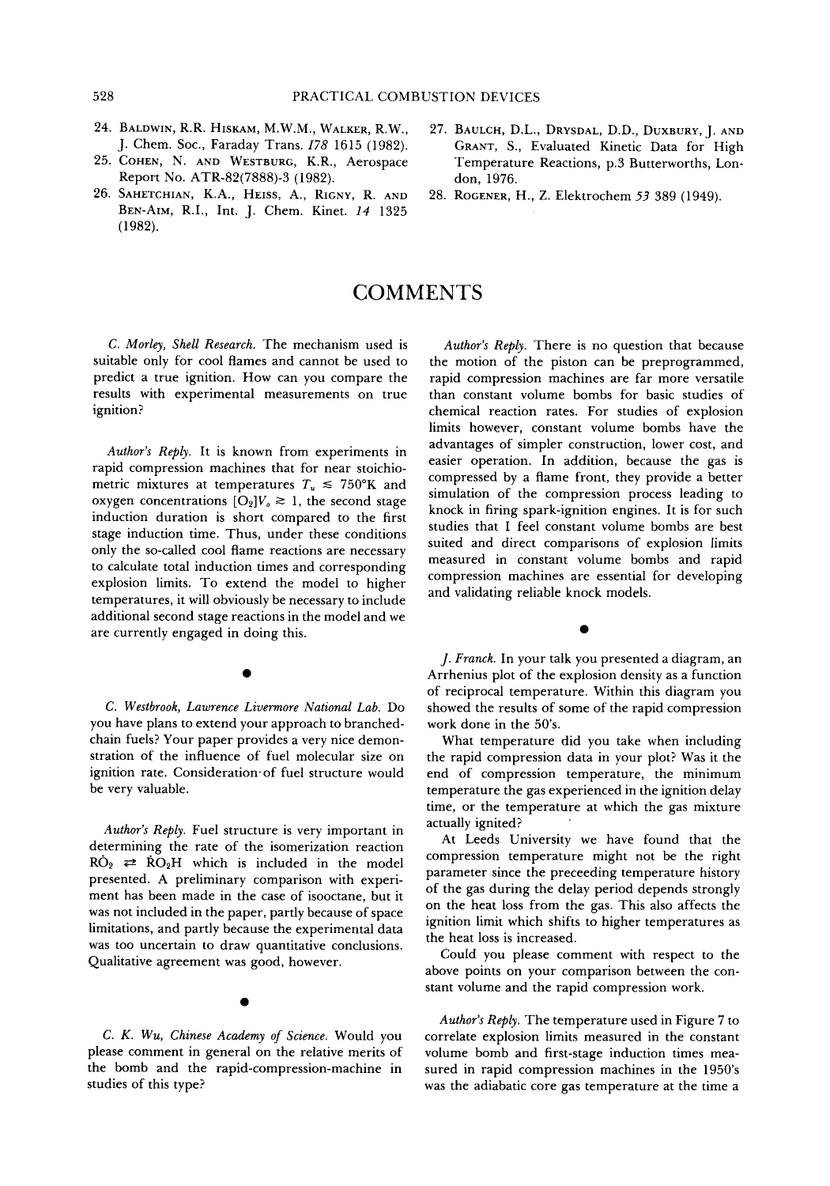24. Baldwin, R.R. Hiskam, M.W.M., Walker, R.W., J. Chem. Soc., Faraday Trans. *178* 1615 (1982).
25. Cohen, N. and Westburg, K.R., Aerospace Report No. ATR-82(7888)-3 (1982).
26. Sahetchian, K.A., Heiss, A., Rigny, R. and Ben-Aim, R.I., Int. J. Chem. Kinet. *14* 1325 (1982).
27. Baulch, D.L., Drysdal, D.D., Duxbury, J. and Grant, S., Evaluated Kinetic Data for High Temperature Reactions, p.3 Butterworths, London, 1976.
28. Rogener, H., Z. Elektrochem *53* 389 (1949).

# COMMENTS

*C. Morley, Shell Research.* The mechanism used is suitable only for cool flames and cannot be used to predict a true ignition. How can you compare the results with experimental measurements on true ignition?

*Author's Reply.* It is known from experiments in rapid compression machines that for near stoichiometric mixtures at temperatures $T_u \lesssim 750°K$ and oxygen concentrations $[O_2]V_o \gtrsim 1$, the second stage induction duration is short compared to the first stage induction time. Thus, under these conditions only the so-called cool flame reactions are necessary to calculate total induction times and corresponding explosion limits. To extend the model to higher temperatures, it will obviously be necessary to include additional second stage reactions in the model and we are currently engaged in doing this.

•

*C. Westbrook, Lawrence Livermore National Lab.* Do you have plans to extend your approach to branched-chain fuels? Your paper provides a very nice demonstration of the influence of fuel molecular size on ignition rate. Consideration of fuel structure would be very valuable.

*Author's Reply.* Fuel structure is very important in determining the rate of the isomerization reaction $\dot{R}O_2 \rightleftarrows \dot{R}O_2H$ which is included in the model presented. A preliminary comparison with experiment has been made in the case of isooctane, but it was not included in the paper, partly because of space limitations, and partly because the experimental data was too uncertain to draw quantitative conclusions. Qualitative agreement was good, however.

•

*C. K. Wu, Chinese Academy of Science.* Would you please comment in general on the relative merits of the bomb and the rapid-compression-machine in studies of this type?

*Author's Reply.* There is no question that because the motion of the piston can be preprogrammed, rapid compression machines are far more versatile than constant volume bombs for basic studies of chemical reaction rates. For studies of explosion limits however, constant volume bombs have the advantages of simpler construction, lower cost, and easier operation. In addition, because the gas is compressed by a flame front, they provide a better simulation of the compression process leading to knock in firing spark-ignition engines. It is for such studies that I feel constant volume bombs are best suited and direct comparisons of explosion limits measured in constant volume bombs and rapid compression machines are essential for developing and validating reliable knock models.

•

*J. Franck.* In your talk you presented a diagram, an Arrhenius plot of the explosion density as a function of reciprocal temperature. Within this diagram you showed the results of some of the rapid compression work done in the 50's.

What temperature did you take when including the rapid compression data in your plot? Was it the end of compression temperature, the minimum temperature the gas experienced in the ignition delay time, or the temperature at which the gas mixture actually ignited?

At Leeds University we have found that the compression temperature might not be the right parameter since the preceeding temperature history of the gas during the delay period depends strongly on the heat loss from the gas. This also affects the ignition limit which shifts to higher temperatures as the heat loss is increased.

Could you please comment with respect to the above points on your comparison between the constant volume and the rapid compression work.

*Author's Reply.* The temperature used in Figure 7 to correlate explosion limits measured in the constant volume bomb and first-stage induction times measured in rapid compression machines in the 1950's was the adiabatic core gas temperature at the time a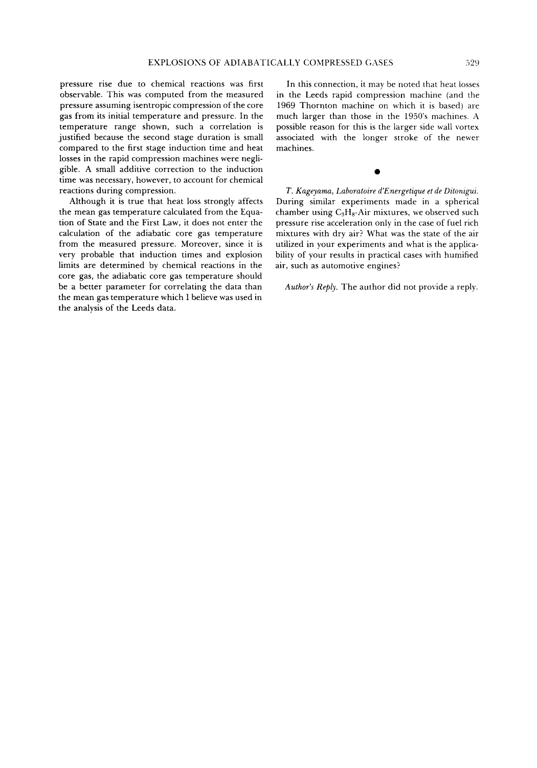pressure rise due to chemical reactions was first observable. This was computed from the measured pressure assuming isentropic compression of the core gas from its initial temperature and pressure. In the temperature range shown, such a correlation is justified because the second stage duration is small compared to the first stage induction time and heat losses in the rapid compression machines were negligible. A small additive correction to the induction time was necessary, however, to account for chemical reactions during compression.

Although it is true that heat loss strongly affects the mean gas temperature calculated from the Equation of State and the First Law, it does not enter the calculation of the adiabatic core gas temperature from the measured pressure. Moreover, since it is very probable that induction times and explosion limits are determined by chemical reactions in the core gas, the adiabatic core gas temperature should be a better parameter for correlating the data than the mean gas temperature which I believe was used in the analysis of the Leeds data.

In this connection, it may be noted that heat losses in the Leeds rapid compression machine (and the 1969 Thornton machine on which it is based) are much larger than those in the 1950's machines. A possible reason for this is the larger side wall vortex associated with the longer stroke of the newer machines.

•

*T. Kageyama, Laboratoire d'Energetique et de Ditonigui.* During similar experiments made in a spherical chamber using $C_3H_8$-Air mixtures, we observed such pressure rise acceleration only in the case of fuel rich mixtures with dry air? What was the state of the air utilized in your experiments and what is the applicability of your results in practical cases with humified air, such as automotive engines?

*Author's Reply.* The author did not provide a reply.